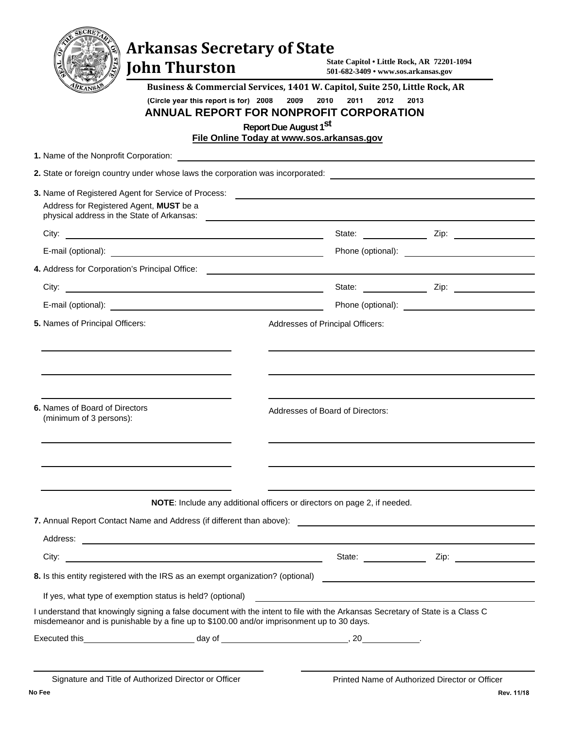# Arkansas Secretary of State
# John Thurston

State Capitol • Little Rock, AR 72201-1094
501-682-3409 • www.sos.arkansas.gov

**Business & Commercial Services, 1401 W. Capitol, Suite 250, Little Rock, AR**

**(Circle year this report is for) 2008 2009 2010 2011 2012 2013**

## ANNUAL REPORT FOR NONPROFIT CORPORATION

**Report Due August 1st**

**File Online Today at www.sos.arkansas.gov**

**1.** Name of the Nonprofit Corporation: ______________________________

**2.** State or foreign country under whose laws the corporation was incorporated: ______________________________

**3.** Name of Registered Agent for Service of Process: ______________________________

Address for Registered Agent, **MUST** be a physical address in the State of Arkansas: ______________________________

City: ______________________________ State: __________ Zip: __________

E-mail (optional): ______________________________ Phone (optional): ______________________________

**4.** Address for Corporation's Principal Office: ______________________________

City: ______________________________ State: __________ Zip: __________

E-mail (optional): ______________________________ Phone (optional): ______________________________

| **5.** Names of Principal Officers: | Addresses of Principal Officers: |
| --- | --- |
| | |
| | |
| | |

| **6.** Names of Board of Directors (minimum of 3 persons): | Addresses of Board of Directors: |
| --- | --- |
| | |
| | |
| | |

**NOTE**: Include any additional officers or directors on page 2, if needed.

**7.** Annual Report Contact Name and Address (if different than above): ______________________________

Address: ______________________________

City: ______________________________ State: __________ Zip: __________

**8.** Is this entity registered with the IRS as an exempt organization? (optional) ______________________________

If yes, what type of exemption status is held? (optional) ______________________________

I understand that knowingly signing a false document with the intent to file with the Arkansas Secretary of State is a Class C misdemeanor and is punishable by a fine up to $100.00 and/or imprisonment up to 30 days.

Executed this ______________ day of ______________, 20__________.

______________________________ Signature and Title of Authorized Director or Officer

______________________________ Printed Name of Authorized Director or Officer

No Fee

Rev. 11/18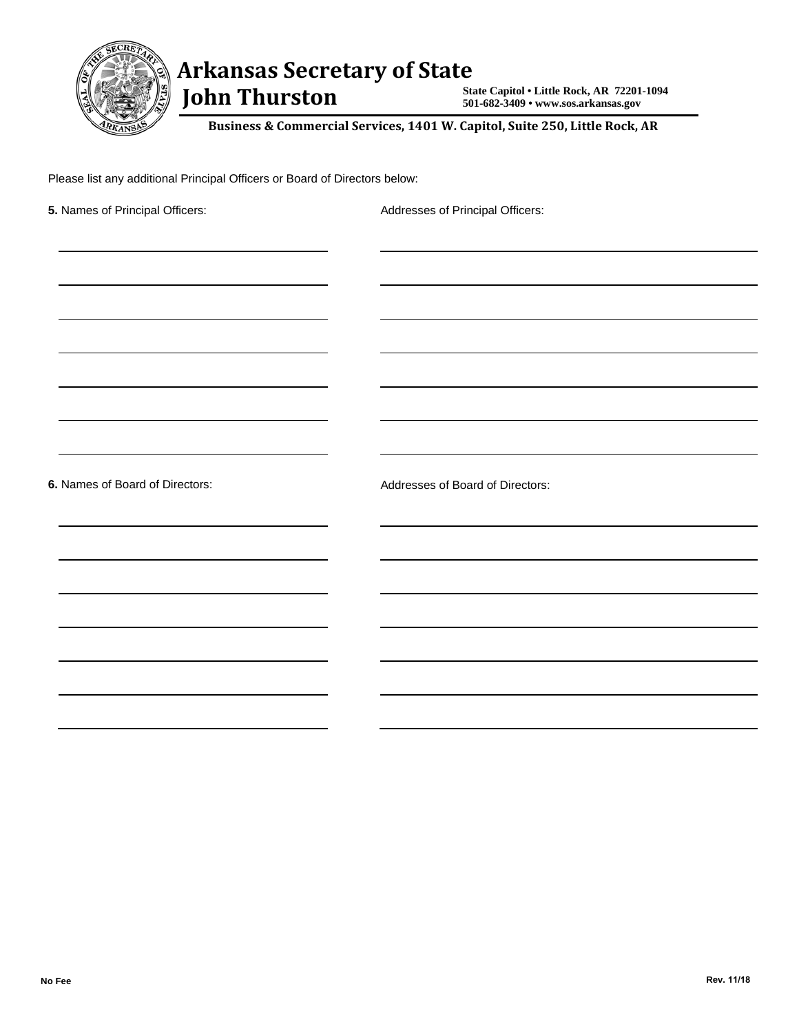# Arkansas Secretary of State

## John Thurston

State Capitol • Little Rock, AR 72201-1094
501-682-3409 • www.sos.arkansas.gov

**Business & Commercial Services, 1401 W. Capitol, Suite 250, Little Rock, AR**

Please list any additional Principal Officers or Board of Directors below:

| **5.** Names of Principal Officers: | Addresses of Principal Officers: |
| --- | --- |
| | |
| | |
| | |
| | |
| | |
| | |
| | |

| **6.** Names of Board of Directors: | Addresses of Board of Directors: |
| --- | --- |
| | |
| | |
| | |
| | |
| | |
| | |
| | |

**No Fee**

**Rev. 11/18**